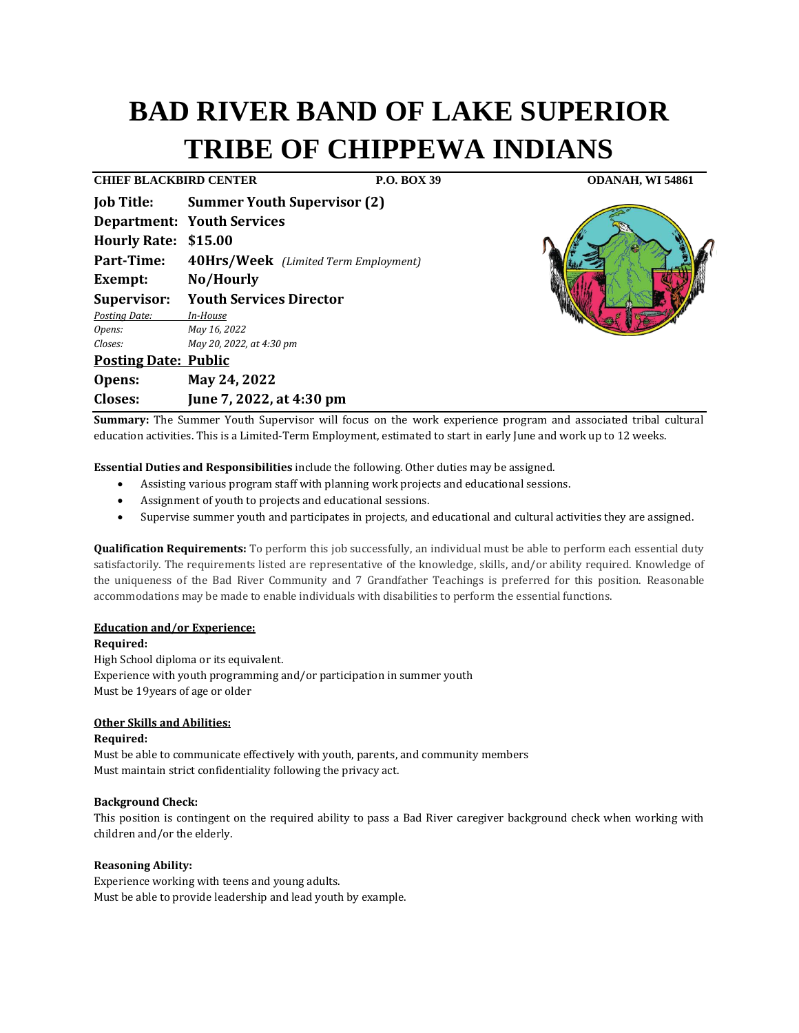# BAD RIVER BAND OF LAKE SUPERIOR TRIBE OF CHIPPEWA INDIANS

**CHIEF BLACKBIRD CENTER** **P.O. BOX 39** **ODANAH, WI 54861**

**Job Title:** **Summer Youth Supervisor (2)**
**Department:** **Youth Services**
**Hourly Rate:** **$15.00**
**Part-Time:** **40Hrs/Week** *(Limited Term Employment)*
**Exempt:** **No/Hourly**
**Supervisor:** **Youth Services Director**

*Posting Date:* *In-House*
*Opens:* *May 16, 2022*
*Closes:* *May 20, 2022, at 4:30 pm*

**Posting Date: Public**
**Opens:** **May 24, 2022**
**Closes:** **June 7, 2022, at 4:30 pm**

**Summary:** The Summer Youth Supervisor will focus on the work experience program and associated tribal cultural education activities. This is a Limited-Term Employment, estimated to start in early June and work up to 12 weeks.

**Essential Duties and Responsibilities** include the following. Other duties may be assigned.

- Assisting various program staff with planning work projects and educational sessions.
- Assignment of youth to projects and educational sessions.
- Supervise summer youth and participates in projects, and educational and cultural activities they are assigned.

**Qualification Requirements:** To perform this job successfully, an individual must be able to perform each essential duty satisfactorily. The requirements listed are representative of the knowledge, skills, and/or ability required. Knowledge of the uniqueness of the Bad River Community and 7 Grandfather Teachings is preferred for this position. Reasonable accommodations may be made to enable individuals with disabilities to perform the essential functions.

**Education and/or Experience:**

**Required:**
High School diploma or its equivalent.
Experience with youth programming and/or participation in summer youth
Must be 19years of age or older

**Other Skills and Abilities:**

**Required:**
Must be able to communicate effectively with youth, parents, and community members
Must maintain strict confidentiality following the privacy act.

**Background Check:**
This position is contingent on the required ability to pass a Bad River caregiver background check when working with children and/or the elderly.

**Reasoning Ability:**
Experience working with teens and young adults.
Must be able to provide leadership and lead youth by example.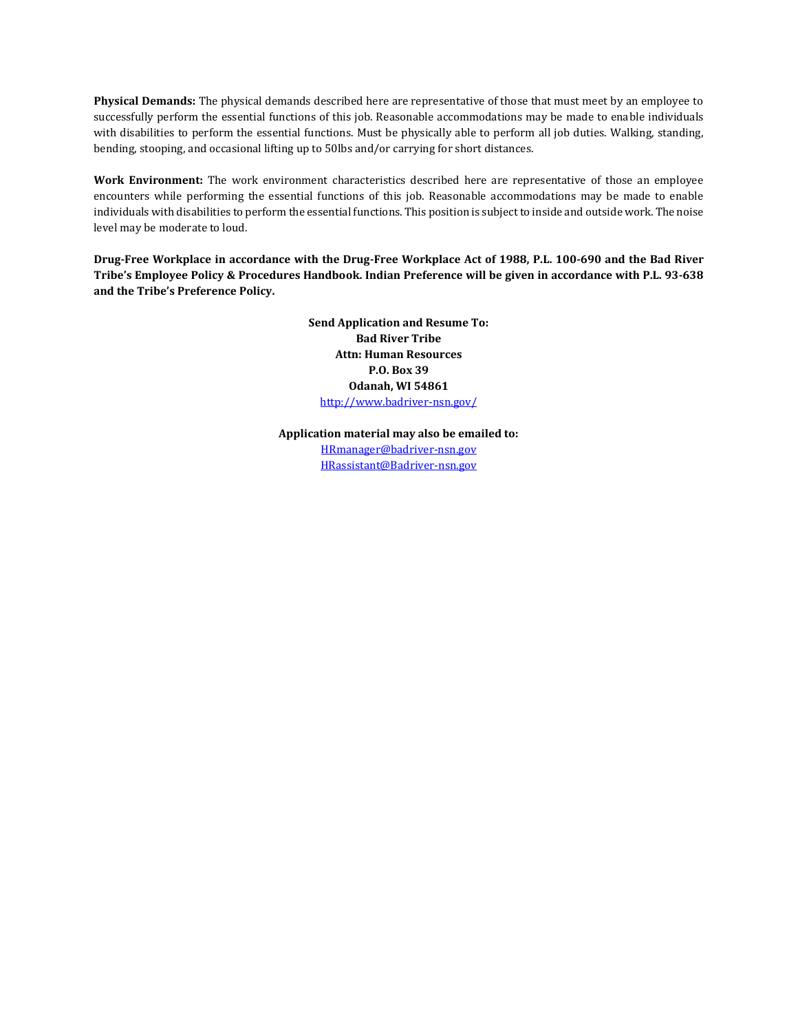**Physical Demands:** The physical demands described here are representative of those that must meet by an employee to successfully perform the essential functions of this job. Reasonable accommodations may be made to enable individuals with disabilities to perform the essential functions. Must be physically able to perform all job duties. Walking, standing, bending, stooping, and occasional lifting up to 50lbs and/or carrying for short distances.

**Work Environment:** The work environment characteristics described here are representative of those an employee encounters while performing the essential functions of this job. Reasonable accommodations may be made to enable individuals with disabilities to perform the essential functions. This position is subject to inside and outside work. The noise level may be moderate to loud.

**Drug-Free Workplace in accordance with the Drug-Free Workplace Act of 1988, P.L. 100-690 and the Bad River Tribe's Employee Policy & Procedures Handbook. Indian Preference will be given in accordance with P.L. 93-638 and the Tribe's Preference Policy.**

**Send Application and Resume To:**
**Bad River Tribe**
**Attn: Human Resources**
**P.O. Box 39**
**Odanah, WI 54861**
[http://www.badriver-nsn.gov/](http://www.badriver-nsn.gov/)

**Application material may also be emailed to:**
HRmanager@badriver-nsn.gov
HRassistant@Badriver-nsn.gov